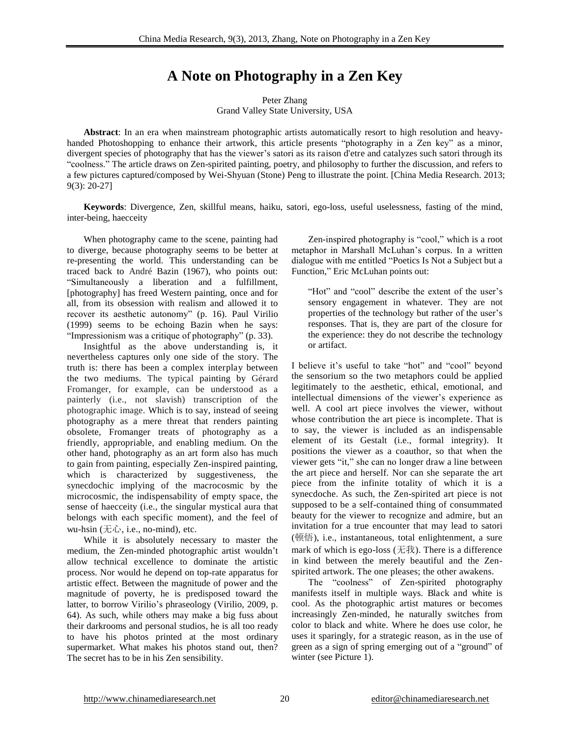# A Note on Photography in a Zen Key

Peter Zhang
Grand Valley State University, USA

**Abstract**: In an era when mainstream photographic artists automatically resort to high resolution and heavy-handed Photoshopping to enhance their artwork, this article presents "photography in a Zen key" as a minor, divergent species of photography that has the viewer's satori as its raison d'etre and catalyzes such satori through its "coolness." The article draws on Zen-spirited painting, poetry, and philosophy to further the discussion, and refers to a few pictures captured/composed by Wei-Shyuan (Stone) Peng to illustrate the point. [China Media Research. 2013; 9(3): 20-27]

**Keywords**: Divergence, Zen, skillful means, haiku, satori, ego-loss, useful uselessness, fasting of the mind, inter-being, haecceity

When photography came to the scene, painting had to diverge, because photography seems to be better at re-presenting the world. This understanding can be traced back to André Bazin (1967), who points out: "Simultaneously a liberation and a fulfillment, [photography] has freed Western painting, once and for all, from its obsession with realism and allowed it to recover its aesthetic autonomy" (p. 16). Paul Virilio (1999) seems to be echoing Bazin when he says: "Impressionism was a critique of photography" (p. 33).

Insightful as the above understanding is, it nevertheless captures only one side of the story. The truth is: there has been a complex interplay between the two mediums. The typical painting by Gérard Fromanger, for example, can be understood as a painterly (i.e., not slavish) transcription of the photographic image. Which is to say, instead of seeing photography as a mere threat that renders painting obsolete, Fromanger treats of photography as a friendly, appropriable, and enabling medium. On the other hand, photography as an art form also has much to gain from painting, especially Zen-inspired painting, which is characterized by suggestiveness, the synecdochic implying of the macrocosmic by the microcosmic, the indispensability of empty space, the sense of haecceity (i.e., the singular mystical aura that belongs with each specific moment), and the feel of wu-hsin (无心, i.e., no-mind), etc.

While it is absolutely necessary to master the medium, the Zen-minded photographic artist wouldn't allow technical excellence to dominate the artistic process. Nor would he depend on top-rate apparatus for artistic effect. Between the magnitude of power and the magnitude of poverty, he is predisposed toward the latter, to borrow Virilio's phraseology (Virilio, 2009, p. 64). As such, while others may make a big fuss about their darkrooms and personal studios, he is all too ready to have his photos printed at the most ordinary supermarket. What makes his photos stand out, then? The secret has to be in his Zen sensibility.

Zen-inspired photography is "cool," which is a root metaphor in Marshall McLuhan's corpus. In a written dialogue with me entitled "Poetics Is Not a Subject but a Function," Eric McLuhan points out:

> "Hot" and "cool" describe the extent of the user's sensory engagement in whatever. They are not properties of the technology but rather of the user's responses. That is, they are part of the closure for the experience: they do not describe the technology or artifact.

I believe it's useful to take "hot" and "cool" beyond the sensorium so the two metaphors could be applied legitimately to the aesthetic, ethical, emotional, and intellectual dimensions of the viewer's experience as well. A cool art piece involves the viewer, without whose contribution the art piece is incomplete. That is to say, the viewer is included as an indispensable element of its Gestalt (i.e., formal integrity). It positions the viewer as a coauthor, so that when the viewer gets "it," she can no longer draw a line between the art piece and herself. Nor can she separate the art piece from the infinite totality of which it is a synecdoche. As such, the Zen-spirited art piece is not supposed to be a self-contained thing of consummated beauty for the viewer to recognize and admire, but an invitation for a true encounter that may lead to satori (顿悟), i.e., instantaneous, total enlightenment, a sure mark of which is ego-loss (无我). There is a difference in kind between the merely beautiful and the Zen-spirited artwork. The one pleases; the other awakens.

The "coolness" of Zen-spirited photography manifests itself in multiple ways. Black and white is cool. As the photographic artist matures or becomes increasingly Zen-minded, he naturally switches from color to black and white. Where he does use color, he uses it sparingly, for a strategic reason, as in the use of green as a sign of spring emerging out of a "ground" of winter (see Picture 1).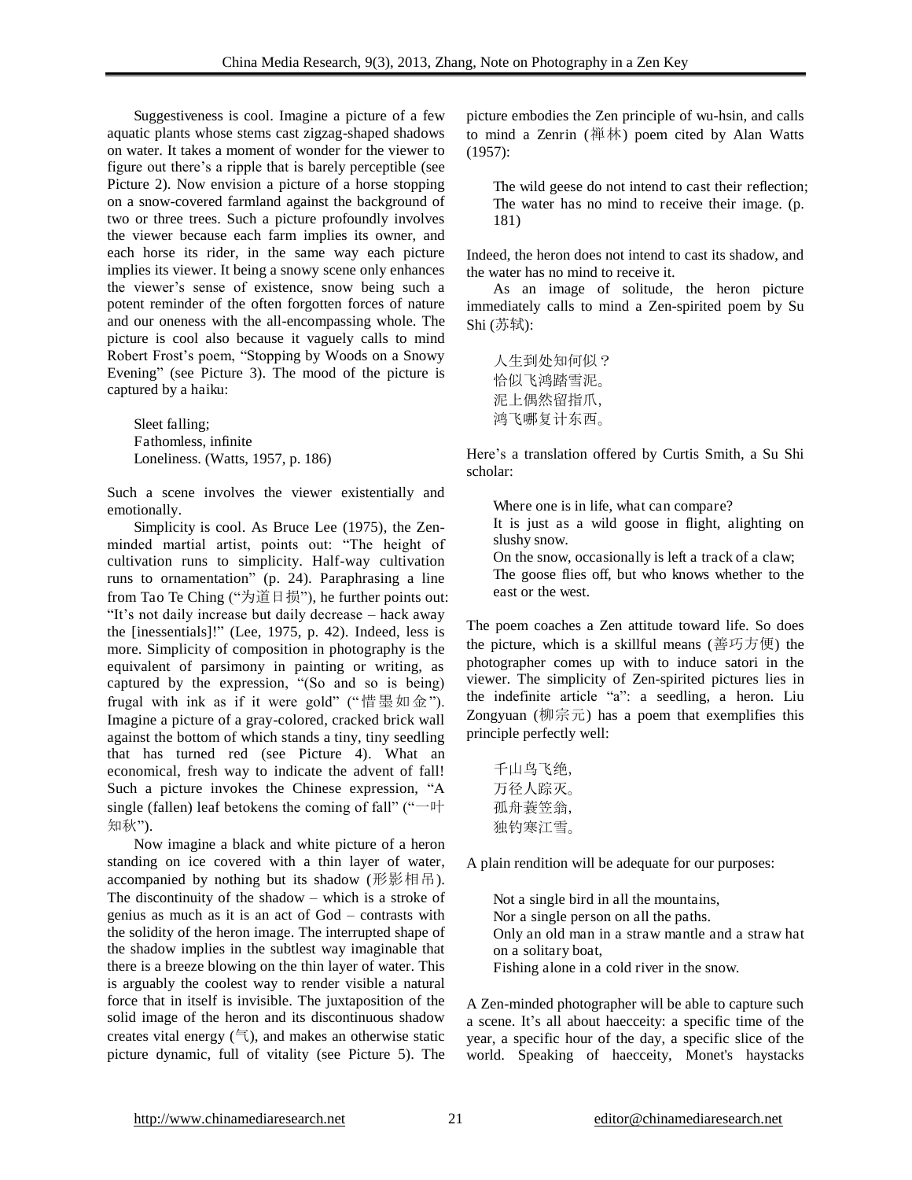Suggestiveness is cool. Imagine a picture of a few aquatic plants whose stems cast zigzag-shaped shadows on water. It takes a moment of wonder for the viewer to figure out there's a ripple that is barely perceptible (see Picture 2). Now envision a picture of a horse stopping on a snow-covered farmland against the background of two or three trees. Such a picture profoundly involves the viewer because each farm implies its owner, and each horse its rider, in the same way each picture implies its viewer. It being a snowy scene only enhances the viewer's sense of existence, snow being such a potent reminder of the often forgotten forces of nature and our oneness with the all-encompassing whole. The picture is cool also because it vaguely calls to mind Robert Frost's poem, "Stopping by Woods on a Snowy Evening" (see Picture 3). The mood of the picture is captured by a haiku:

> Sleet falling;
> Fathomless, infinite
> Loneliness. (Watts, 1957, p. 186)

Such a scene involves the viewer existentially and emotionally.

Simplicity is cool. As Bruce Lee (1975), the Zen-minded martial artist, points out: "The height of cultivation runs to simplicity. Half-way cultivation runs to ornamentation" (p. 24). Paraphrasing a line from Tao Te Ching ("为道日损"), he further points out: "It's not daily increase but daily decrease – hack away the [inessentials]!" (Lee, 1975, p. 42). Indeed, less is more. Simplicity of composition in photography is the equivalent of parsimony in painting or writing, as captured by the expression, "(So and so is being) frugal with ink as if it were gold" ("惜墨如金"). Imagine a picture of a gray-colored, cracked brick wall against the bottom of which stands a tiny, tiny seedling that has turned red (see Picture 4). What an economical, fresh way to indicate the advent of fall! Such a picture invokes the Chinese expression, "A single (fallen) leaf betokens the coming of fall" ("一叶知秋").

Now imagine a black and white picture of a heron standing on ice covered with a thin layer of water, accompanied by nothing but its shadow (形影相吊). The discontinuity of the shadow – which is a stroke of genius as much as it is an act of God – contrasts with the solidity of the heron image. The interrupted shape of the shadow implies in the subtlest way imaginable that there is a breeze blowing on the thin layer of water. This is arguably the coolest way to render visible a natural force that in itself is invisible. The juxtaposition of the solid image of the heron and its discontinuous shadow creates vital energy (气), and makes an otherwise static picture dynamic, full of vitality (see Picture 5). The picture embodies the Zen principle of wu-hsin, and calls to mind a Zenrin (禅林) poem cited by Alan Watts (1957):

> The wild geese do not intend to cast their reflection;
> The water has no mind to receive their image. (p. 181)

Indeed, the heron does not intend to cast its shadow, and the water has no mind to receive it.

As an image of solitude, the heron picture immediately calls to mind a Zen-spirited poem by Su Shi (苏轼):

> 人生到处知何似？
> 恰似飞鸿踏雪泥。
> 泥上偶然留指爪，
> 鸿飞哪复计东西。

Here's a translation offered by Curtis Smith, a Su Shi scholar:

> Where one is in life, what can compare?
> It is just as a wild goose in flight, alighting on slushy snow.
> On the snow, occasionally is left a track of a claw;
> The goose flies off, but who knows whether to the east or the west.

The poem coaches a Zen attitude toward life. So does the picture, which is a skillful means (善巧方便) the photographer comes up with to induce satori in the viewer. The simplicity of Zen-spirited pictures lies in the indefinite article "a": a seedling, a heron. Liu Zongyuan (柳宗元) has a poem that exemplifies this principle perfectly well:

> 千山鸟飞绝，
> 万径人踪灭。
> 孤舟蓑笠翁，
> 独钓寒江雪。

A plain rendition will be adequate for our purposes:

> Not a single bird in all the mountains,
> Nor a single person on all the paths.
> Only an old man in a straw mantle and a straw hat on a solitary boat,
> Fishing alone in a cold river in the snow.

A Zen-minded photographer will be able to capture such a scene. It's all about haecceity: a specific time of the year, a specific hour of the day, a specific slice of the world. Speaking of haecceity, Monet's haystacks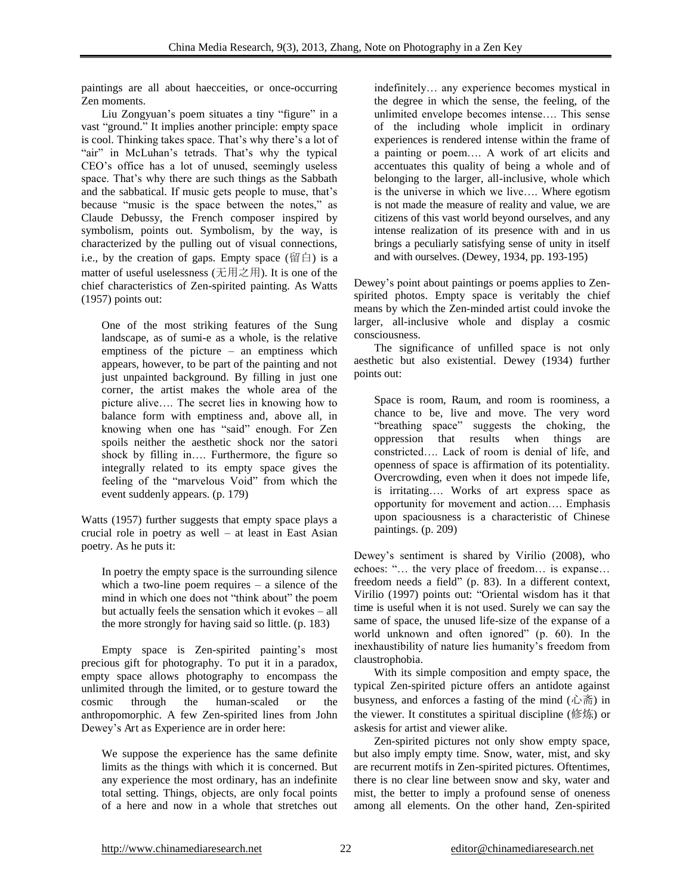paintings are all about haecceities, or once-occurring Zen moments.

Liu Zongyuan's poem situates a tiny "figure" in a vast "ground." It implies another principle: empty space is cool. Thinking takes space. That's why there's a lot of "air" in McLuhan's tetrads. That's why the typical CEO's office has a lot of unused, seemingly useless space. That's why there are such things as the Sabbath and the sabbatical. If music gets people to muse, that's because "music is the space between the notes," as Claude Debussy, the French composer inspired by symbolism, points out. Symbolism, by the way, is characterized by the pulling out of visual connections, i.e., by the creation of gaps. Empty space (留白) is a matter of useful uselessness (无用之用). It is one of the chief characteristics of Zen-spirited painting. As Watts (1957) points out:

> One of the most striking features of the Sung landscape, as of sumi-e as a whole, is the relative emptiness of the picture – an emptiness which appears, however, to be part of the painting and not just unpainted background. By filling in just one corner, the artist makes the whole area of the picture alive…. The secret lies in knowing how to balance form with emptiness and, above all, in knowing when one has "said" enough. For Zen spoils neither the aesthetic shock nor the satori shock by filling in…. Furthermore, the figure so integrally related to its empty space gives the feeling of the "marvelous Void" from which the event suddenly appears. (p. 179)

Watts (1957) further suggests that empty space plays a crucial role in poetry as well – at least in East Asian poetry. As he puts it:

> In poetry the empty space is the surrounding silence which a two-line poem requires – a silence of the mind in which one does not "think about" the poem but actually feels the sensation which it evokes – all the more strongly for having said so little. (p. 183)

Empty space is Zen-spirited painting's most precious gift for photography. To put it in a paradox, empty space allows photography to encompass the unlimited through the limited, or to gesture toward the cosmic through the human-scaled or the anthropomorphic. A few Zen-spirited lines from John Dewey's *Art as Experience* are in order here:

> We suppose the experience has the same definite limits as the things with which it is concerned. But any experience the most ordinary, has an indefinite total setting. Things, objects, are only focal points of a here and now in a whole that stretches out indefinitely… any experience becomes mystical in the degree in which the sense, the feeling, of the unlimited envelope becomes intense…. This sense of the including whole implicit in ordinary experiences is rendered intense within the frame of a painting or poem…. A work of art elicits and accentuates this quality of being a whole and of belonging to the larger, all-inclusive, whole which is the universe in which we live…. Where egotism is not made the measure of reality and value, we are citizens of this vast world beyond ourselves, and any intense realization of its presence with and in us brings a peculiarly satisfying sense of unity in itself and with ourselves. (Dewey, 1934, pp. 193-195)

Dewey's point about paintings or poems applies to Zen-spirited photos. Empty space is veritably the chief means by which the Zen-minded artist could invoke the larger, all-inclusive whole and display a cosmic consciousness.

The significance of unfilled space is not only aesthetic but also existential. Dewey (1934) further points out:

> Space is room, Raum, and room is roominess, a chance to be, live and move. The very word "breathing space" suggests the choking, the oppression that results when things are constricted…. Lack of room is denial of life, and openness of space is affirmation of its potentiality. Overcrowding, even when it does not impede life, is irritating…. Works of art express space as opportunity for movement and action…. Emphasis upon spaciousness is a characteristic of Chinese paintings. (p. 209)

Dewey's sentiment is shared by Virilio (2008), who echoes: "… the very place of freedom… is expanse… freedom needs a field" (p. 83). In a different context, Virilio (1997) points out: "Oriental wisdom has it that time is useful when it is not used. Surely we can say the same of space, the unused life-size of the expanse of a world unknown and often ignored" (p. 60). In the inexhaustibility of nature lies humanity's freedom from claustrophobia.

With its simple composition and empty space, the typical Zen-spirited picture offers an antidote against busyness, and enforces a fasting of the mind (心斋) in the viewer. It constitutes a spiritual discipline (修炼) or askesis for artist and viewer alike.

Zen-spirited pictures not only show empty space, but also imply empty time. Snow, water, mist, and sky are recurrent motifs in Zen-spirited pictures. Oftentimes, there is no clear line between snow and sky, water and mist, the better to imply a profound sense of oneness among all elements. On the other hand, Zen-spirited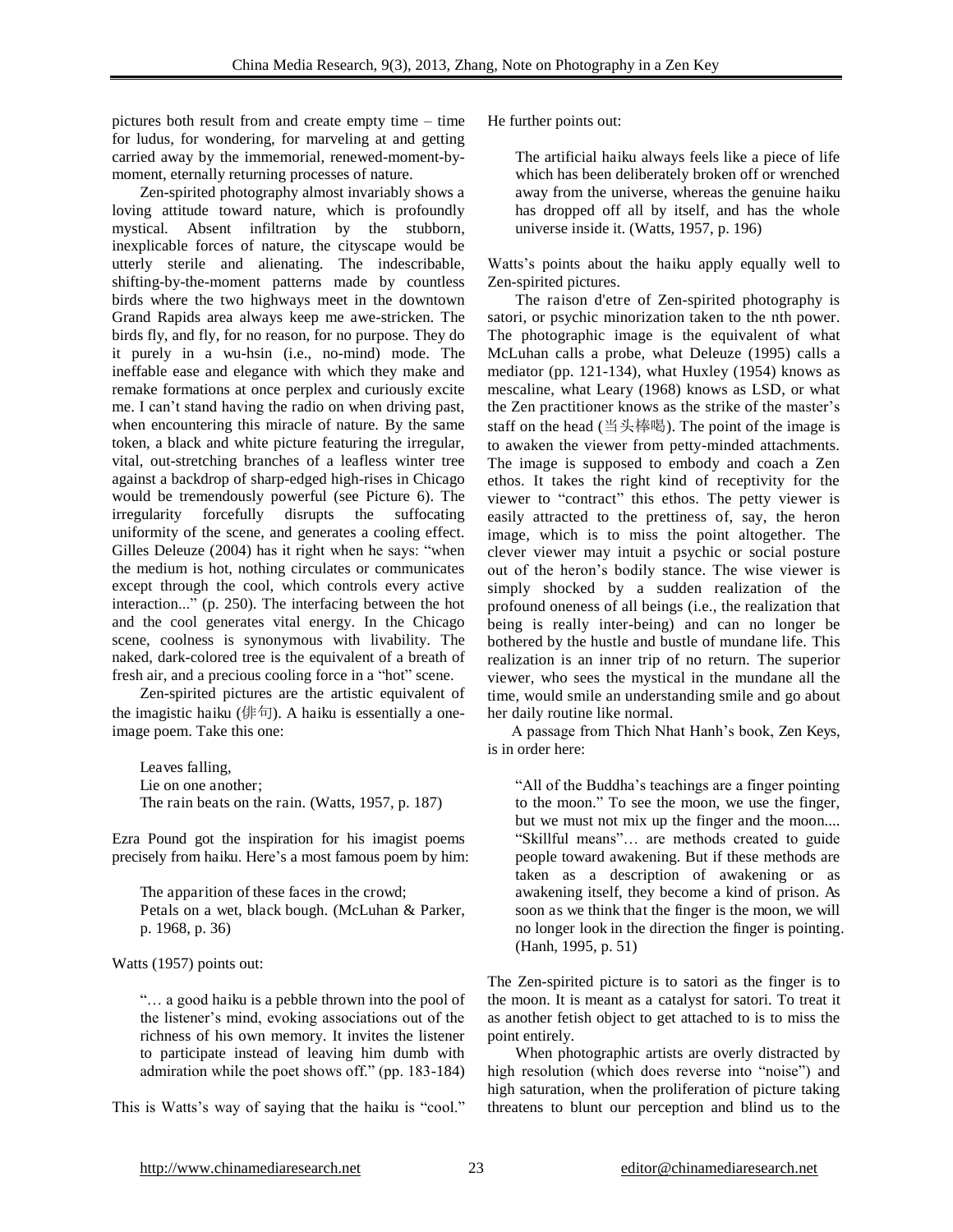pictures both result from and create empty time – time for ludus, for wondering, for marveling at and getting carried away by the immemorial, renewed-moment-by-moment, eternally returning processes of nature.

Zen-spirited photography almost invariably shows a loving attitude toward nature, which is profoundly mystical. Absent infiltration by the stubborn, inexplicable forces of nature, the cityscape would be utterly sterile and alienating. The indescribable, shifting-by-the-moment patterns made by countless birds where the two highways meet in the downtown Grand Rapids area always keep me awe-stricken. The birds fly, and fly, for no reason, for no purpose. They do it purely in a wu-hsin (i.e., no-mind) mode. The ineffable ease and elegance with which they make and remake formations at once perplex and curiously excite me. I can't stand having the radio on when driving past, when encountering this miracle of nature. By the same token, a black and white picture featuring the irregular, vital, out-stretching branches of a leafless winter tree against a backdrop of sharp-edged high-rises in Chicago would be tremendously powerful (see Picture 6). The irregularity forcefully disrupts the suffocating uniformity of the scene, and generates a cooling effect. Gilles Deleuze (2004) has it right when he says: "when the medium is hot, nothing circulates or communicates except through the cool, which controls every active interaction..." (p. 250). The interfacing between the hot and the cool generates vital energy. In the Chicago scene, coolness is synonymous with livability. The naked, dark-colored tree is the equivalent of a breath of fresh air, and a precious cooling force in a "hot" scene.

Zen-spirited pictures are the artistic equivalent of the imagistic haiku (俳句). A haiku is essentially a one-image poem. Take this one:

> Leaves falling,
> Lie on one another;
> The rain beats on the rain. (Watts, 1957, p. 187)

Ezra Pound got the inspiration for his imagist poems precisely from haiku. Here's a most famous poem by him:

> The apparition of these faces in the crowd;
> Petals on a wet, black bough. (McLuhan & Parker, p. 1968, p. 36)

Watts (1957) points out:

> "… a good haiku is a pebble thrown into the pool of the listener's mind, evoking associations out of the richness of his own memory. It invites the listener to participate instead of leaving him dumb with admiration while the poet shows off." (pp. 183-184)

This is Watts's way of saying that the haiku is "cool." He further points out:

> The artificial haiku always feels like a piece of life which has been deliberately broken off or wrenched away from the universe, whereas the genuine haiku has dropped off all by itself, and has the whole universe inside it. (Watts, 1957, p. 196)

Watts's points about the haiku apply equally well to Zen-spirited pictures.

The raison d'etre of Zen-spirited photography is satori, or psychic minorization taken to the nth power. The photographic image is the equivalent of what McLuhan calls a probe, what Deleuze (1995) calls a mediator (pp. 121-134), what Huxley (1954) knows as mescaline, what Leary (1968) knows as LSD, or what the Zen practitioner knows as the strike of the master's staff on the head (当头棒喝). The point of the image is to awaken the viewer from petty-minded attachments. The image is supposed to embody and coach a Zen ethos. It takes the right kind of receptivity for the viewer to "contract" this ethos. The petty viewer is easily attracted to the prettiness of, say, the heron image, which is to miss the point altogether. The clever viewer may intuit a psychic or social posture out of the heron's bodily stance. The wise viewer is simply shocked by a sudden realization of the profound oneness of all beings (i.e., the realization that being is really inter-being) and can no longer be bothered by the hustle and bustle of mundane life. This realization is an inner trip of no return. The superior viewer, who sees the mystical in the mundane all the time, would smile an understanding smile and go about her daily routine like normal.

A passage from Thich Nhat Hanh's book, Zen Keys, is in order here:

> "All of the Buddha's teachings are a finger pointing to the moon." To see the moon, we use the finger, but we must not mix up the finger and the moon.... "Skillful means"… are methods created to guide people toward awakening. But if these methods are taken as a description of awakening or as awakening itself, they become a kind of prison. As soon as we think that the finger is the moon, we will no longer look in the direction the finger is pointing. (Hanh, 1995, p. 51)

The Zen-spirited picture is to satori as the finger is to the moon. It is meant as a catalyst for satori. To treat it as another fetish object to get attached to is to miss the point entirely.

When photographic artists are overly distracted by high resolution (which does reverse into "noise") and high saturation, when the proliferation of picture taking threatens to blunt our perception and blind us to the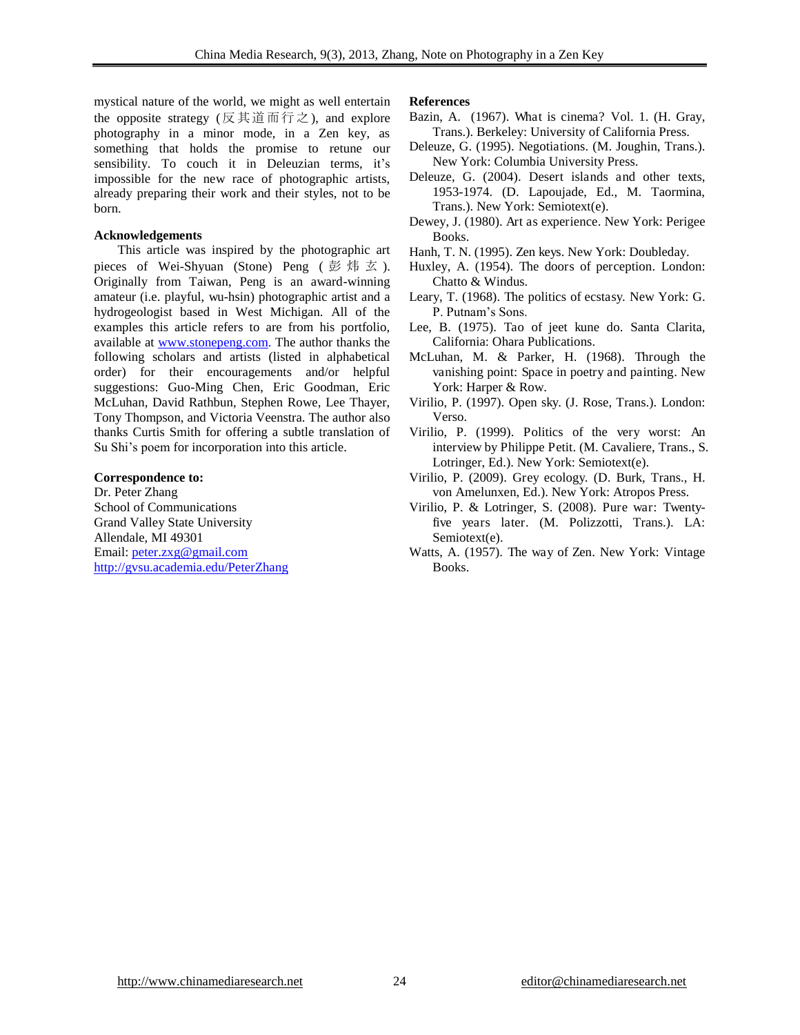mystical nature of the world, we might as well entertain the opposite strategy (反其道而行之), and explore photography in a minor mode, in a Zen key, as something that holds the promise to retune our sensibility. To couch it in Deleuzian terms, it's impossible for the new race of photographic artists, already preparing their work and their styles, not to be born.

**Acknowledgements**

This article was inspired by the photographic art pieces of Wei-Shyuan (Stone) Peng (彭炜玄). Originally from Taiwan, Peng is an award-winning amateur (i.e. playful, wu-hsin) photographic artist and a hydrogeologist based in West Michigan. All of the examples this article refers to are from his portfolio, available at www.stonepeng.com. The author thanks the following scholars and artists (listed in alphabetical order) for their encouragements and/or helpful suggestions: Guo-Ming Chen, Eric Goodman, Eric McLuhan, David Rathbun, Stephen Rowe, Lee Thayer, Tony Thompson, and Victoria Veenstra. The author also thanks Curtis Smith for offering a subtle translation of Su Shi's poem for incorporation into this article.

**Correspondence to:**

Dr. Peter Zhang
School of Communications
Grand Valley State University
Allendale, MI 49301
Email: peter.zxg@gmail.com
http://gvsu.academia.edu/PeterZhang

**References**

Bazin, A. (1967). What is cinema? Vol. 1. (H. Gray, Trans.). Berkeley: University of California Press.

Deleuze, G. (1995). Negotiations. (M. Joughin, Trans.). New York: Columbia University Press.

Deleuze, G. (2004). Desert islands and other texts, 1953-1974. (D. Lapoujade, Ed., M. Taormina, Trans.). New York: Semiotext(e).

Dewey, J. (1980). Art as experience. New York: Perigee Books.

Hanh, T. N. (1995). Zen keys. New York: Doubleday.

Huxley, A. (1954). The doors of perception. London: Chatto & Windus.

Leary, T. (1968). The politics of ecstasy. New York: G. P. Putnam's Sons.

Lee, B. (1975). Tao of jeet kune do. Santa Clarita, California: Ohara Publications.

McLuhan, M. & Parker, H. (1968). Through the vanishing point: Space in poetry and painting. New York: Harper & Row.

Virilio, P. (1997). Open sky. (J. Rose, Trans.). London: Verso.

Virilio, P. (1999). Politics of the very worst: An interview by Philippe Petit. (M. Cavaliere, Trans., S. Lotringer, Ed.). New York: Semiotext(e).

Virilio, P. (2009). Grey ecology. (D. Burk, Trans., H. von Amelunxen, Ed.). New York: Atropos Press.

Virilio, P. & Lotringer, S. (2008). Pure war: Twenty-five years later. (M. Polizzotti, Trans.). LA: Semiotext(e).

Watts, A. (1957). The way of Zen. New York: Vintage Books.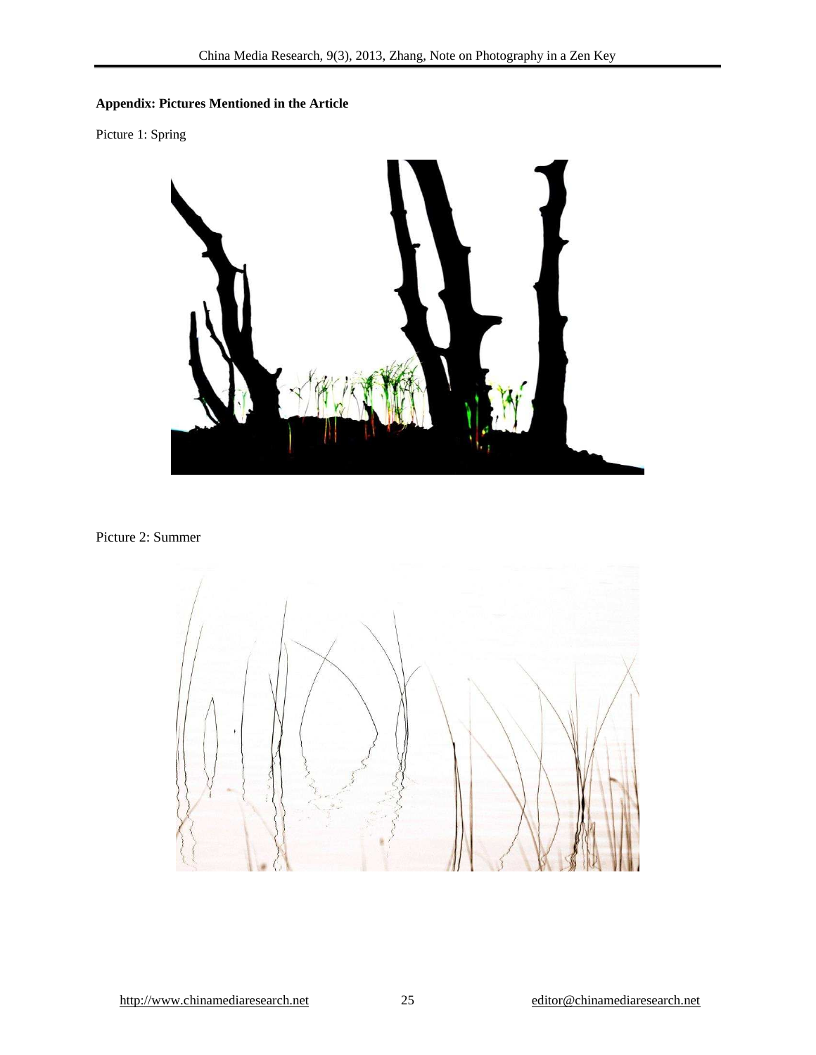**Appendix: Pictures Mentioned in the Article**

Picture 1: Spring

Picture 2: Summer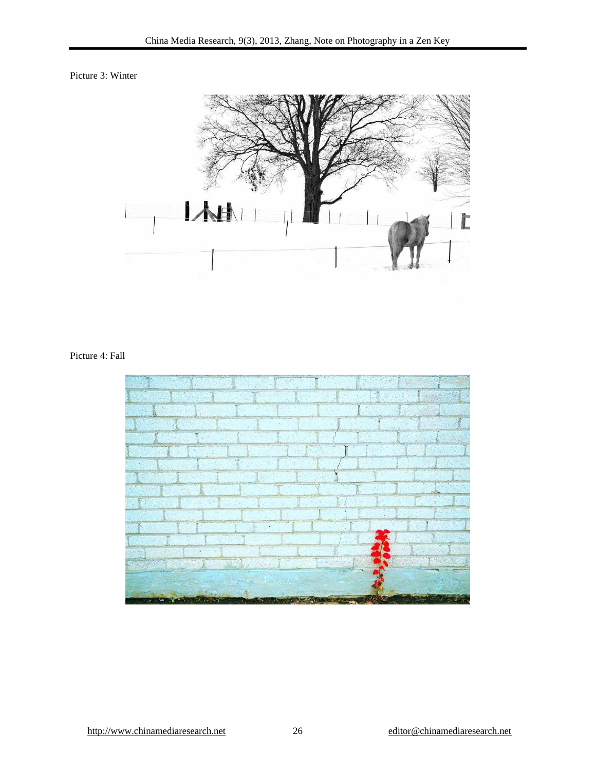Picture 3: Winter

Picture 4: Fall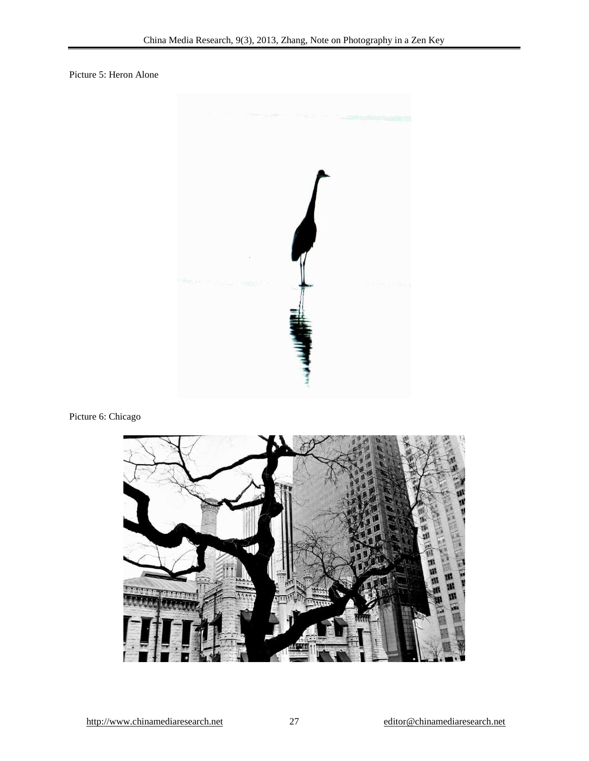Picture 5: Heron Alone

Picture 6: Chicago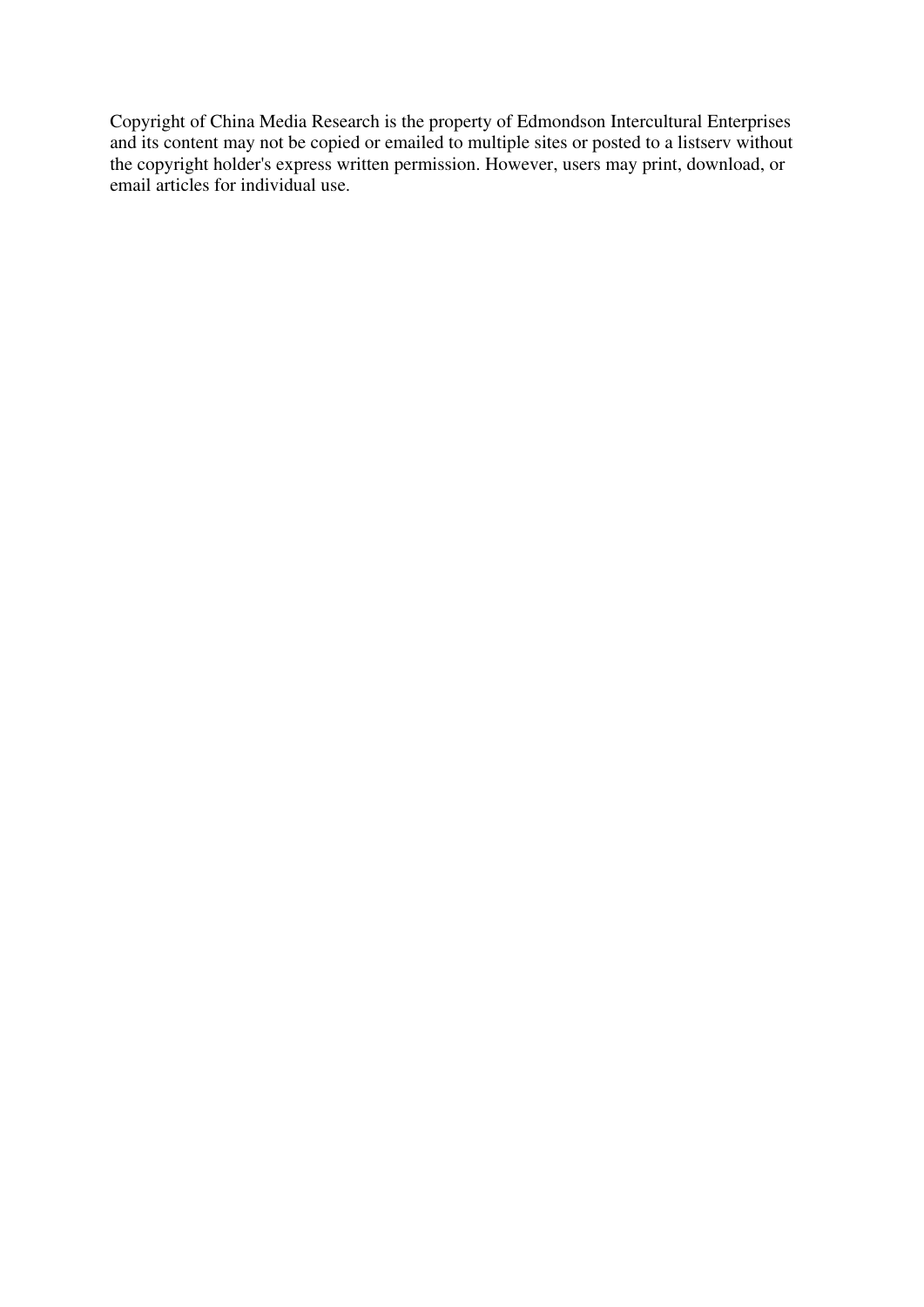Copyright of China Media Research is the property of Edmondson Intercultural Enterprises and its content may not be copied or emailed to multiple sites or posted to a listserv without the copyright holder's express written permission. However, users may print, download, or email articles for individual use.